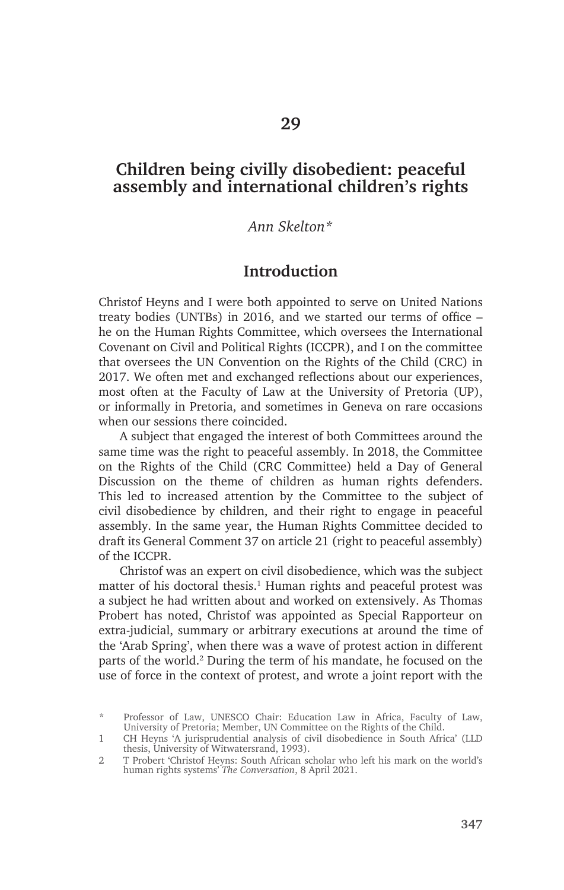# 29

# Children being civilly disobedient: peaceful assembly and international children's rights

*Ann Skelton\**

## Introduction

Christof Heyns and I were both appointed to serve on United Nations treaty bodies (UNTBs) in 2016, and we started our terms of office – he on the Human Rights Committee, which oversees the International Covenant on Civil and Political Rights (ICCPR), and I on the committee that oversees the UN Convention on the Rights of the Child (CRC) in 2017. We often met and exchanged reflections about our experiences, most often at the Faculty of Law at the University of Pretoria (UP), or informally in Pretoria, and sometimes in Geneva on rare occasions when our sessions there coincided.

A subject that engaged the interest of both Committees around the same time was the right to peaceful assembly. In 2018, the Committee on the Rights of the Child (CRC Committee) held a Day of General Discussion on the theme of children as human rights defenders. This led to increased attention by the Committee to the subject of civil disobedience by children, and their right to engage in peaceful assembly. In the same year, the Human Rights Committee decided to draft its General Comment 37 on article 21 (right to peaceful assembly) of the ICCPR.

Christof was an expert on civil disobedience, which was the subject matter of his doctoral thesis.[1] Human rights and peaceful protest was a subject he had written about and worked on extensively. As Thomas Probert has noted, Christof was appointed as Special Rapporteur on extra-judicial, summary or arbitrary executions at around the time of the 'Arab Spring', when there was a wave of protest action in different parts of the world.[2] During the term of his mandate, he focused on the use of force in the context of protest, and wrote a joint report with the

\* Professor of Law, UNESCO Chair: Education Law in Africa, Faculty of Law, University of Pretoria; Member, UN Committee on the Rights of the Child.

1 CH Heyns 'A jurisprudential analysis of civil disobedience in South Africa' (LLD thesis, University of Witwatersrand, 1993).

2 T Probert 'Christof Heyns: South African scholar who left his mark on the world's human rights systems' *The Conversation*, 8 April 2021.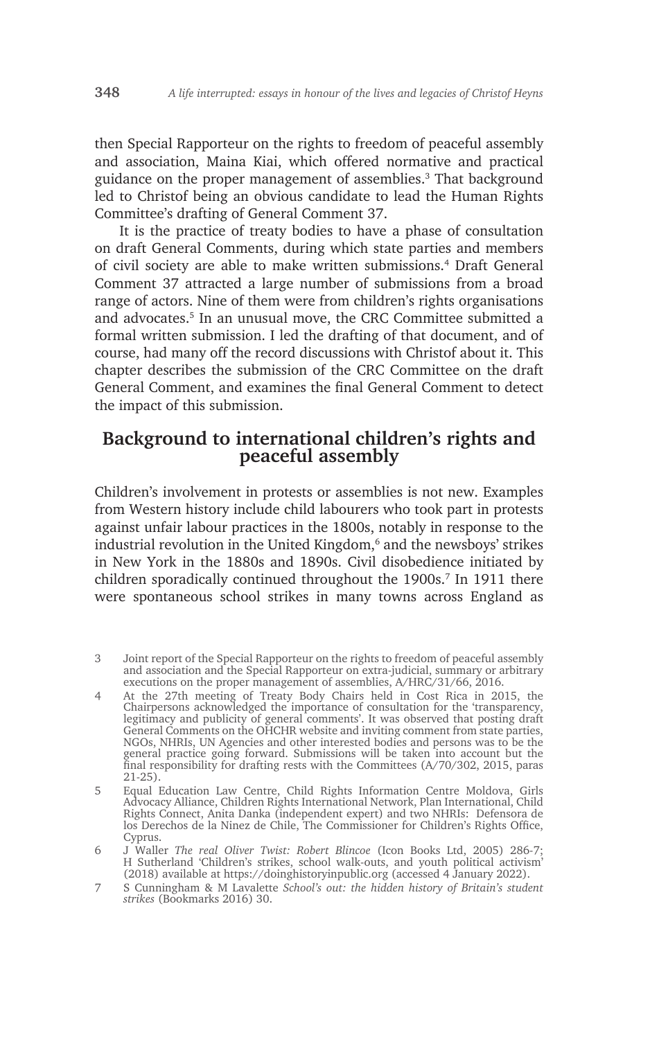then Special Rapporteur on the rights to freedom of peaceful assembly and association, Maina Kiai, which offered normative and practical guidance on the proper management of assemblies.[3] That background led to Christof being an obvious candidate to lead the Human Rights Committee's drafting of General Comment 37.

It is the practice of treaty bodies to have a phase of consultation on draft General Comments, during which state parties and members of civil society are able to make written submissions.[4] Draft General Comment 37 attracted a large number of submissions from a broad range of actors. Nine of them were from children's rights organisations and advocates.[5] In an unusual move, the CRC Committee submitted a formal written submission. I led the drafting of that document, and of course, had many off the record discussions with Christof about it. This chapter describes the submission of the CRC Committee on the draft General Comment, and examines the final General Comment to detect the impact of this submission.

## Background to international children's rights and peaceful assembly

Children's involvement in protests or assemblies is not new. Examples from Western history include child labourers who took part in protests against unfair labour practices in the 1800s, notably in response to the industrial revolution in the United Kingdom,[6] and the newsboys' strikes in New York in the 1880s and 1890s. Civil disobedience initiated by children sporadically continued throughout the 1900s.[7] In 1911 there were spontaneous school strikes in many towns across England as

---

3 Joint report of the Special Rapporteur on the rights to freedom of peaceful assembly and association and the Special Rapporteur on extra-judicial, summary or arbitrary executions on the proper management of assemblies, A/HRC/31/66, 2016.

4 At the 27th meeting of Treaty Body Chairs held in Cost Rica in 2015, the Chairpersons acknowledged the importance of consultation for the 'transparency, legitimacy and publicity of general comments'. It was observed that posting draft General Comments on the OHCHR website and inviting comment from state parties, NGOs, NHRIs, UN Agencies and other interested bodies and persons was to be the general practice going forward. Submissions will be taken into account but the final responsibility for drafting rests with the Committees (A/70/302, 2015, paras 21-25).

5 Equal Education Law Centre, Child Rights Information Centre Moldova, Girls Advocacy Alliance, Children Rights International Network, Plan International, Child Rights Connect, Anita Danka (independent expert) and two NHRIs: Defensora de los Derechos de la Ninez de Chile, The Commissioner for Children's Rights Office, Cyprus.

6 J Waller *The real Oliver Twist: Robert Blincoe* (Icon Books Ltd, 2005) 286-7; H Sutherland 'Children's strikes, school walk-outs, and youth political activism' (2018) available at https://doinghistoryinpublic.org (accessed 4 January 2022).

7 S Cunningham & M Lavalette *School's out: the hidden history of Britain's student strikes* (Bookmarks 2016) 30.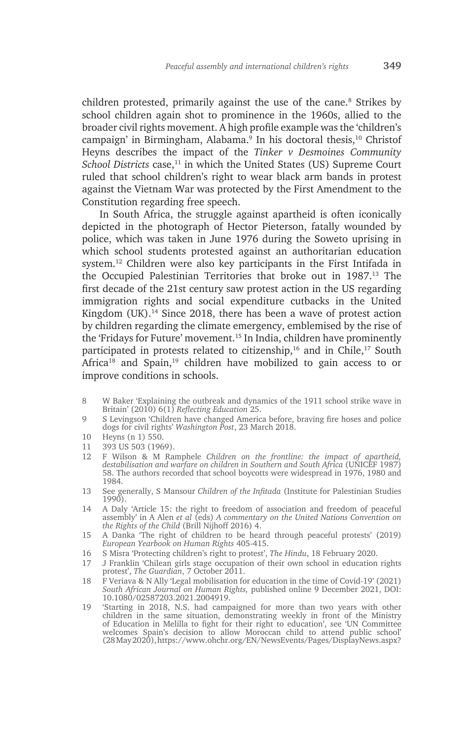children protested, primarily against the use of the cane.[8] Strikes by school children again shot to prominence in the 1960s, allied to the broader civil rights movement. A high profile example was the 'children's campaign' in Birmingham, Alabama.[9] In his doctoral thesis,[10] Christof Heyns describes the impact of the *Tinker v Desmoines Community School Districts* case,[11] in which the United States (US) Supreme Court ruled that school children's right to wear black arm bands in protest against the Vietnam War was protected by the First Amendment to the Constitution regarding free speech.

In South Africa, the struggle against apartheid is often iconically depicted in the photograph of Hector Pieterson, fatally wounded by police, which was taken in June 1976 during the Soweto uprising in which school students protested against an authoritarian education system.[12] Children were also key participants in the First Intifada in the Occupied Palestinian Territories that broke out in 1987.[13] The first decade of the 21st century saw protest action in the US regarding immigration rights and social expenditure cutbacks in the United Kingdom (UK).[14] Since 2018, there has been a wave of protest action by children regarding the climate emergency, emblemised by the rise of the 'Fridays for Future' movement.[15] In India, children have prominently participated in protests related to citizenship,[16] and in Chile,[17] South Africa[18] and Spain,[19] children have mobilized to gain access to or improve conditions in schools.

8 W Baker 'Explaining the outbreak and dynamics of the 1911 school strike wave in Britain' (2010) 6(1) *Reflecting Education* 25.

9 S Levingson 'Children have changed America before, braving fire hoses and police dogs for civil rights' *Washington Post*, 23 March 2018.

10 Heyns (n 1) 550.

11 393 US 503 (1969).

12 F Wilson & M Ramphele *Children on the frontline: the impact of apartheid, destabilisation and warfare on children in Southern and South Africa* (UNICEF 1987) 58. The authors recorded that school boycotts were widespread in 1976, 1980 and 1984.

13 See generally, S Mansour *Children of the Infitada* (Institute for Palestinian Studies 1990).

14 A Daly 'Article 15: the right to freedom of association and freedom of peaceful assembly' in A Alen *et al* (eds) *A commentary on the United Nations Convention on the Rights of the Child* (Brill Nijhoff 2016) 4.

15 A Danka 'The right of children to be heard through peaceful protests' (2019) *European Yearbook on Human Rights* 405-415.

16 S Misra 'Protecting children's right to protest', *The Hindu*, 18 February 2020.

17 J Franklin 'Chilean girls stage occupation of their own school in education rights protest', *The Guardian*, 7 October 2011.

18 F Veriava & N Ally 'Legal mobilisation for education in the time of Covid-19' (2021) *South African Journal on Human Rights,* published online 9 December 2021, DOI: 10.1080/02587203.2021.2004919.

19 'Starting in 2018, N.S. had campaigned for more than two years with other children in the same situation, demonstrating weekly in front of the Ministry of Education in Melilla to fight for their right to education', see 'UN Committee welcomes Spain's decision to allow Moroccan child to attend public school' (28 May 2020), https://www.ohchr.org/EN/NewsEvents/Pages/DisplayNews.aspx?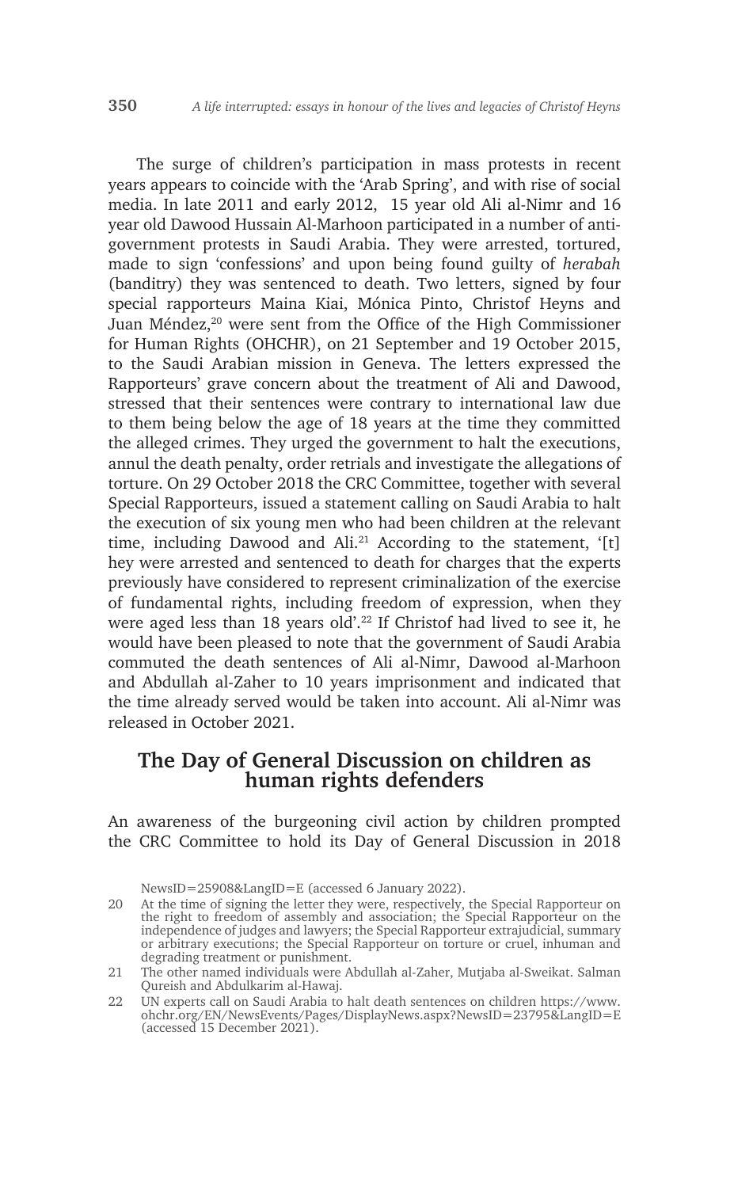The surge of children's participation in mass protests in recent years appears to coincide with the 'Arab Spring', and with rise of social media. In late 2011 and early 2012, 15 year old Ali al-Nimr and 16 year old Dawood Hussain Al-Marhoon participated in a number of anti-government protests in Saudi Arabia. They were arrested, tortured, made to sign 'confessions' and upon being found guilty of *herabah* (banditry) they was sentenced to death. Two letters, signed by four special rapporteurs Maina Kiai, Mónica Pinto, Christof Heyns and Juan Méndez,[20] were sent from the Office of the High Commissioner for Human Rights (OHCHR), on 21 September and 19 October 2015, to the Saudi Arabian mission in Geneva. The letters expressed the Rapporteurs' grave concern about the treatment of Ali and Dawood, stressed that their sentences were contrary to international law due to them being below the age of 18 years at the time they committed the alleged crimes. They urged the government to halt the executions, annul the death penalty, order retrials and investigate the allegations of torture. On 29 October 2018 the CRC Committee, together with several Special Rapporteurs, issued a statement calling on Saudi Arabia to halt the execution of six young men who had been children at the relevant time, including Dawood and Ali.[21] According to the statement, '[t]hey were arrested and sentenced to death for charges that the experts previously have considered to represent criminalization of the exercise of fundamental rights, including freedom of expression, when they were aged less than 18 years old'.[22] If Christof had lived to see it, he would have been pleased to note that the government of Saudi Arabia commuted the death sentences of Ali al-Nimr, Dawood al-Marhoon and Abdullah al-Zaher to 10 years imprisonment and indicated that the time already served would be taken into account. Ali al-Nimr was released in October 2021.

## The Day of General Discussion on children as human rights defenders

An awareness of the burgeoning civil action by children prompted the CRC Committee to hold its Day of General Discussion in 2018

NewsID=25908&LangID=E (accessed 6 January 2022).

20 At the time of signing the letter they were, respectively, the Special Rapporteur on the right to freedom of assembly and association; the Special Rapporteur on the independence of judges and lawyers; the Special Rapporteur extrajudicial, summary or arbitrary executions; the Special Rapporteur on torture or cruel, inhuman and degrading treatment or punishment.

21 The other named individuals were Abdullah al-Zaher, Mutjaba al-Sweikat. Salman Qureish and Abdulkarim al-Hawaj.

22 UN experts call on Saudi Arabia to halt death sentences on children https://www.ohchr.org/EN/NewsEvents/Pages/DisplayNews.aspx?NewsID=23795&LangID=E (accessed 15 December 2021).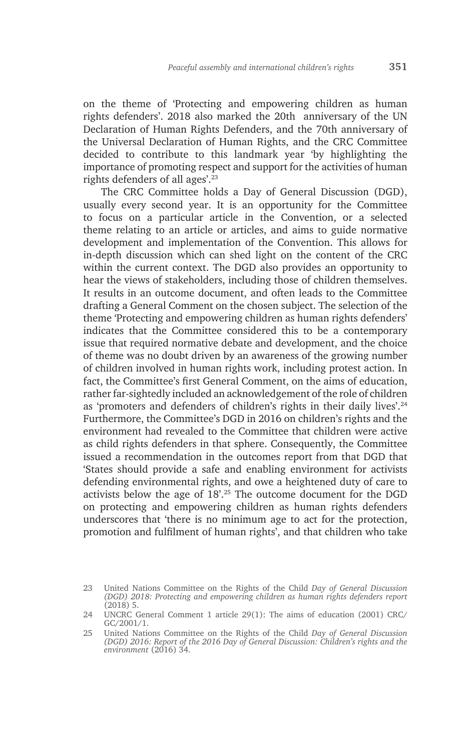on the theme of 'Protecting and empowering children as human rights defenders'. 2018 also marked the 20th anniversary of the UN Declaration of Human Rights Defenders, and the 70th anniversary of the Universal Declaration of Human Rights, and the CRC Committee decided to contribute to this landmark year 'by highlighting the importance of promoting respect and support for the activities of human rights defenders of all ages'.[23]

The CRC Committee holds a Day of General Discussion (DGD), usually every second year. It is an opportunity for the Committee to focus on a particular article in the Convention, or a selected theme relating to an article or articles, and aims to guide normative development and implementation of the Convention. This allows for in-depth discussion which can shed light on the content of the CRC within the current context. The DGD also provides an opportunity to hear the views of stakeholders, including those of children themselves. It results in an outcome document, and often leads to the Committee drafting a General Comment on the chosen subject. The selection of the theme 'Protecting and empowering children as human rights defenders' indicates that the Committee considered this to be a contemporary issue that required normative debate and development, and the choice of theme was no doubt driven by an awareness of the growing number of children involved in human rights work, including protest action. In fact, the Committee's first General Comment, on the aims of education, rather far-sightedly included an acknowledgement of the role of children as 'promoters and defenders of children's rights in their daily lives'.[24] Furthermore, the Committee's DGD in 2016 on children's rights and the environment had revealed to the Committee that children were active as child rights defenders in that sphere. Consequently, the Committee issued a recommendation in the outcomes report from that DGD that 'States should provide a safe and enabling environment for activists defending environmental rights, and owe a heightened duty of care to activists below the age of 18'.[25] The outcome document for the DGD on protecting and empowering children as human rights defenders underscores that 'there is no minimum age to act for the protection, promotion and fulfilment of human rights', and that children who take

---

23 United Nations Committee on the Rights of the Child *Day of General Discussion (DGD) 2018: Protecting and empowering children as human rights defenders report* (2018) 5.

24 UNCRC General Comment 1 article 29(1): The aims of education (2001) CRC/GC/2001/1.

25 United Nations Committee on the Rights of the Child *Day of General Discussion (DGD) 2016: Report of the 2016 Day of General Discussion: Children's rights and the environment* (2016) 34.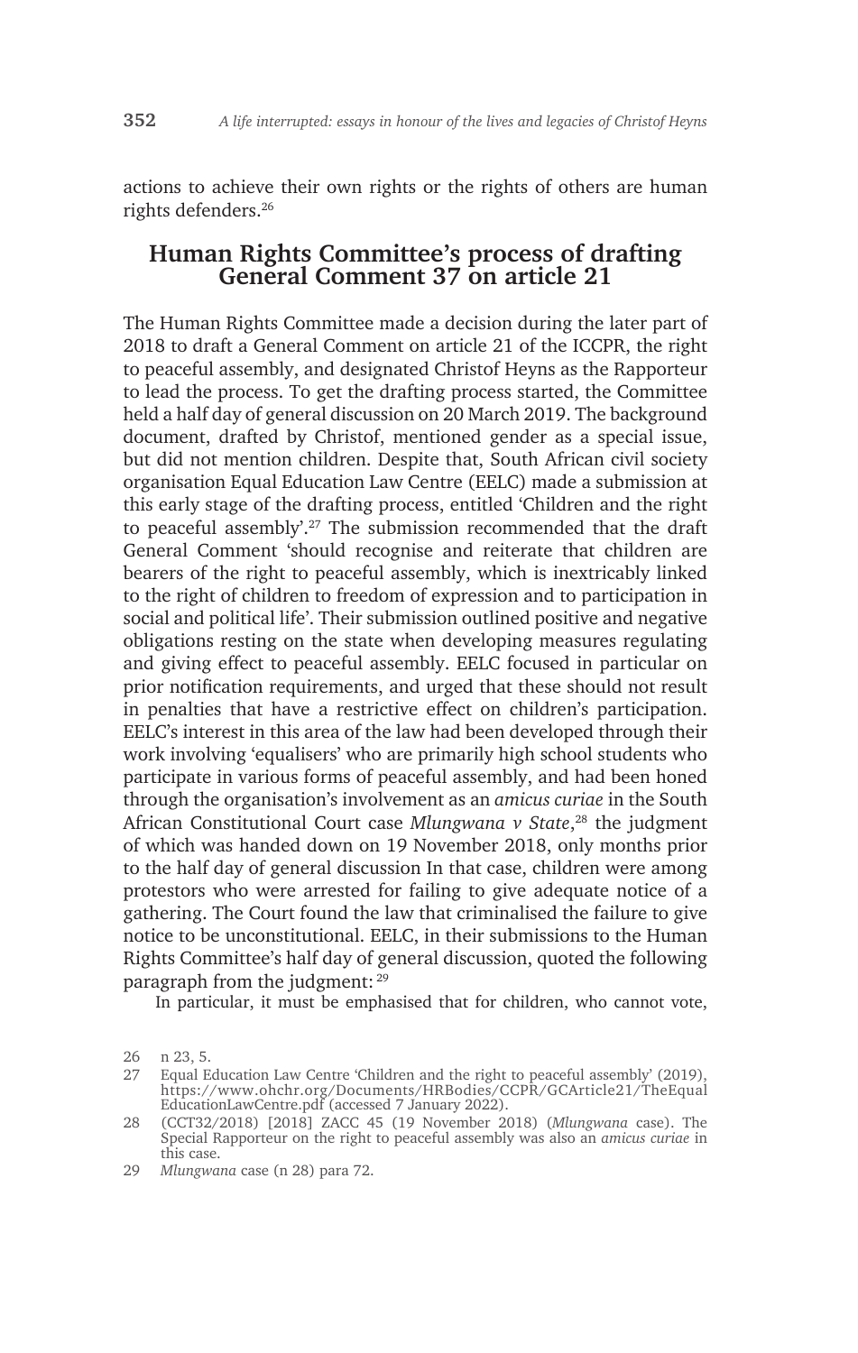actions to achieve their own rights or the rights of others are human rights defenders.[26]

## Human Rights Committee's process of drafting General Comment 37 on article 21

The Human Rights Committee made a decision during the later part of 2018 to draft a General Comment on article 21 of the ICCPR, the right to peaceful assembly, and designated Christof Heyns as the Rapporteur to lead the process. To get the drafting process started, the Committee held a half day of general discussion on 20 March 2019. The background document, drafted by Christof, mentioned gender as a special issue, but did not mention children. Despite that, South African civil society organisation Equal Education Law Centre (EELC) made a submission at this early stage of the drafting process, entitled 'Children and the right to peaceful assembly'.[27] The submission recommended that the draft General Comment 'should recognise and reiterate that children are bearers of the right to peaceful assembly, which is inextricably linked to the right of children to freedom of expression and to participation in social and political life'. Their submission outlined positive and negative obligations resting on the state when developing measures regulating and giving effect to peaceful assembly. EELC focused in particular on prior notification requirements, and urged that these should not result in penalties that have a restrictive effect on children's participation. EELC's interest in this area of the law had been developed through their work involving 'equalisers' who are primarily high school students who participate in various forms of peaceful assembly, and had been honed through the organisation's involvement as an *amicus curiae* in the South African Constitutional Court case *Mlungwana v State*,[28] the judgment of which was handed down on 19 November 2018, only months prior to the half day of general discussion In that case, children were among protestors who were arrested for failing to give adequate notice of a gathering. The Court found the law that criminalised the failure to give notice to be unconstitutional. EELC, in their submissions to the Human Rights Committee's half day of general discussion, quoted the following paragraph from the judgment: [29]

In particular, it must be emphasised that for children, who cannot vote,

---

26 n 23, 5.

27 Equal Education Law Centre 'Children and the right to peaceful assembly' (2019), https://www.ohchr.org/Documents/HRBodies/CCPR/GCArticle21/TheEqualEducationLawCentre.pdf (accessed 7 January 2022).

28 (CCT32/2018) [2018] ZACC 45 (19 November 2018) (*Mlungwana* case). The Special Rapporteur on the right to peaceful assembly was also an *amicus curiae* in this case.

29 *Mlungwana* case (n 28) para 72.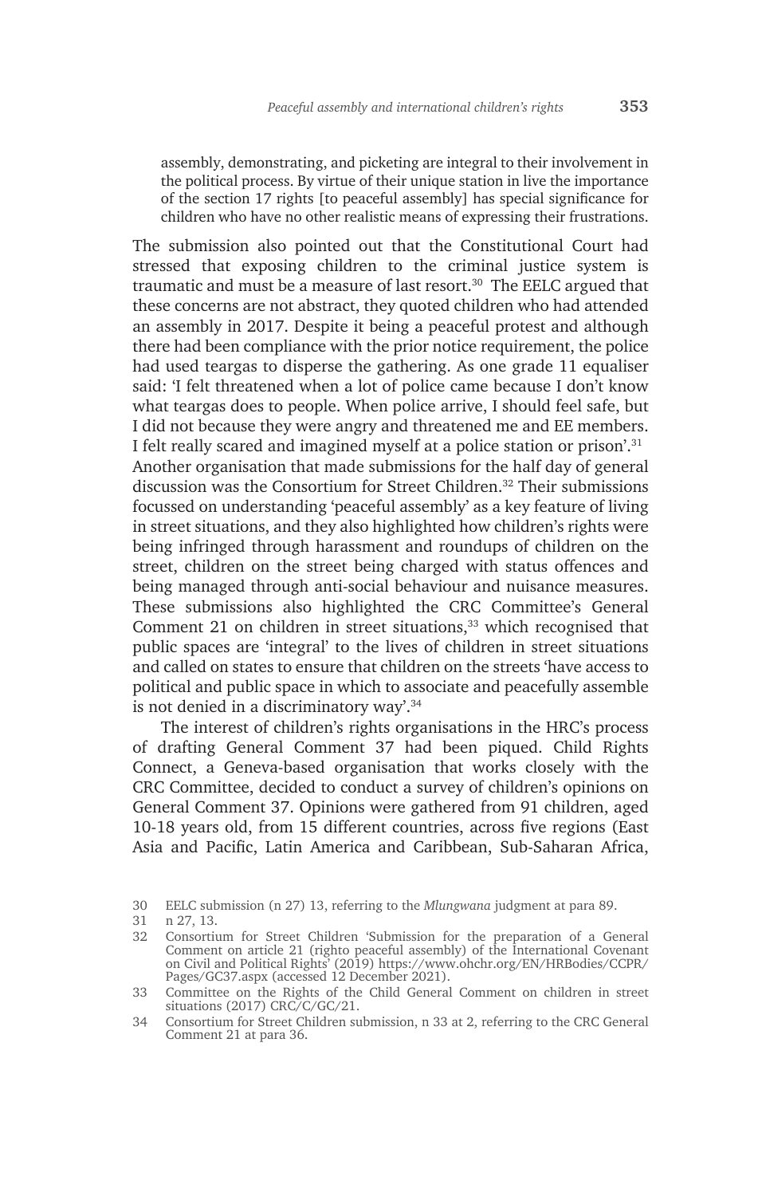> assembly, demonstrating, and picketing are integral to their involvement in the political process. By virtue of their unique station in live the importance of the section 17 rights [to peaceful assembly] has special significance for children who have no other realistic means of expressing their frustrations.

The submission also pointed out that the Constitutional Court had stressed that exposing children to the criminal justice system is traumatic and must be a measure of last resort.[30] The EELC argued that these concerns are not abstract, they quoted children who had attended an assembly in 2017. Despite it being a peaceful protest and although there had been compliance with the prior notice requirement, the police had used teargas to disperse the gathering. As one grade 11 equaliser said: 'I felt threatened when a lot of police came because I don't know what teargas does to people. When police arrive, I should feel safe, but I did not because they were angry and threatened me and EE members. I felt really scared and imagined myself at a police station or prison'.[31] Another organisation that made submissions for the half day of general discussion was the Consortium for Street Children.[32] Their submissions focussed on understanding 'peaceful assembly' as a key feature of living in street situations, and they also highlighted how children's rights were being infringed through harassment and roundups of children on the street, children on the street being charged with status offences and being managed through anti-social behaviour and nuisance measures. These submissions also highlighted the CRC Committee's General Comment 21 on children in street situations,[33] which recognised that public spaces are 'integral' to the lives of children in street situations and called on states to ensure that children on the streets 'have access to political and public space in which to associate and peacefully assemble is not denied in a discriminatory way'.[34]

The interest of children's rights organisations in the HRC's process of drafting General Comment 37 had been piqued. Child Rights Connect, a Geneva-based organisation that works closely with the CRC Committee, decided to conduct a survey of children's opinions on General Comment 37. Opinions were gathered from 91 children, aged 10-18 years old, from 15 different countries, across five regions (East Asia and Pacific, Latin America and Caribbean, Sub-Saharan Africa,

---

30 EELC submission (n 27) 13, referring to the *Mlungwana* judgment at para 89.

31 n 27, 13.

32 Consortium for Street Children 'Submission for the preparation of a General Comment on article 21 (righto peaceful assembly) of the International Covenant on Civil and Political Rights' (2019) https://www.ohchr.org/EN/HRBodies/CCPR/Pages/GC37.aspx (accessed 12 December 2021).

33 Committee on the Rights of the Child General Comment on children in street situations (2017) CRC/C/GC/21.

34 Consortium for Street Children submission, n 33 at 2, referring to the CRC General Comment 21 at para 36.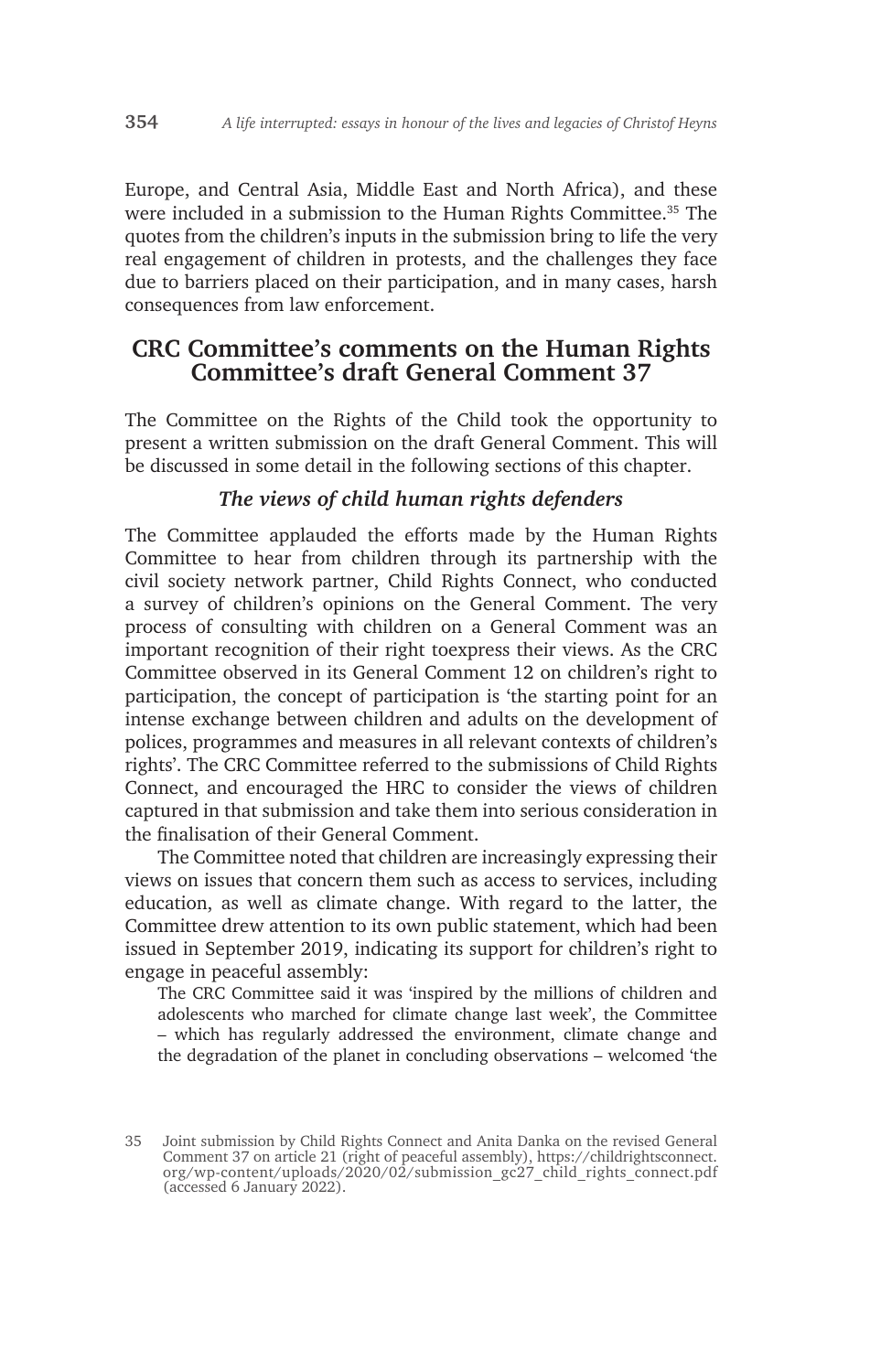Europe, and Central Asia, Middle East and North Africa), and these were included in a submission to the Human Rights Committee.[35] The quotes from the children's inputs in the submission bring to life the very real engagement of children in protests, and the challenges they face due to barriers placed on their participation, and in many cases, harsh consequences from law enforcement.

## CRC Committee's comments on the Human Rights Committee's draft General Comment 37

The Committee on the Rights of the Child took the opportunity to present a written submission on the draft General Comment. This will be discussed in some detail in the following sections of this chapter.

### *The views of child human rights defenders*

The Committee applauded the efforts made by the Human Rights Committee to hear from children through its partnership with the civil society network partner, Child Rights Connect, who conducted a survey of children's opinions on the General Comment. The very process of consulting with children on a General Comment was an important recognition of their right toexpress their views. As the CRC Committee observed in its General Comment 12 on children's right to participation, the concept of participation is 'the starting point for an intense exchange between children and adults on the development of polices, programmes and measures in all relevant contexts of children's rights'. The CRC Committee referred to the submissions of Child Rights Connect, and encouraged the HRC to consider the views of children captured in that submission and take them into serious consideration in the finalisation of their General Comment.

The Committee noted that children are increasingly expressing their views on issues that concern them such as access to services, including education, as well as climate change. With regard to the latter, the Committee drew attention to its own public statement, which had been issued in September 2019, indicating its support for children's right to engage in peaceful assembly:

> The CRC Committee said it was 'inspired by the millions of children and adolescents who marched for climate change last week', the Committee – which has regularly addressed the environment, climate change and the degradation of the planet in concluding observations – welcomed 'the

35 Joint submission by Child Rights Connect and Anita Danka on the revised General Comment 37 on article 21 (right of peaceful assembly), https://childrightsconnect.org/wp-content/uploads/2020/02/submission_gc27_child_rights_connect.pdf (accessed 6 January 2022).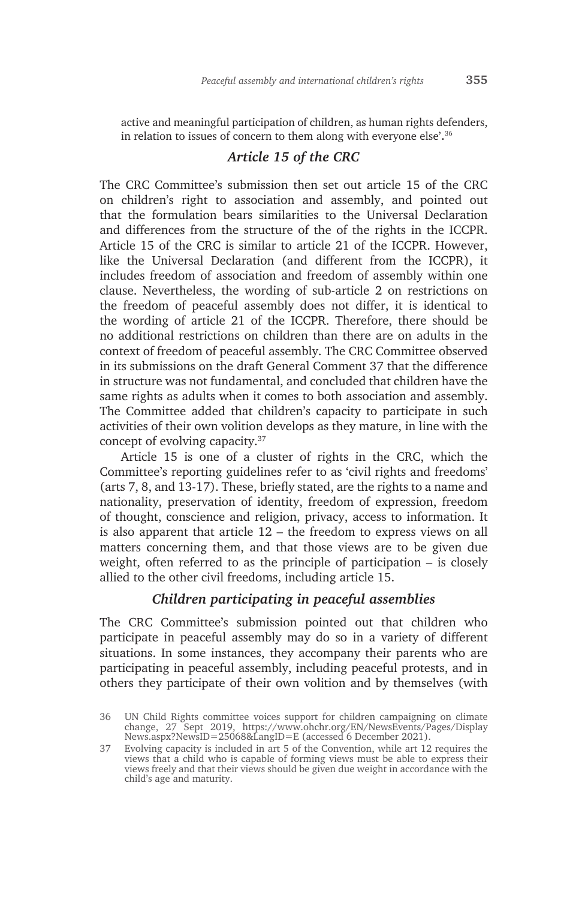active and meaningful participation of children, as human rights defenders, in relation to issues of concern to them along with everyone else'.[36]

### *Article 15 of the CRC*

The CRC Committee's submission then set out article 15 of the CRC on children's right to association and assembly, and pointed out that the formulation bears similarities to the Universal Declaration and differences from the structure of the of the rights in the ICCPR. Article 15 of the CRC is similar to article 21 of the ICCPR. However, like the Universal Declaration (and different from the ICCPR), it includes freedom of association and freedom of assembly within one clause. Nevertheless, the wording of sub-article 2 on restrictions on the freedom of peaceful assembly does not differ, it is identical to the wording of article 21 of the ICCPR. Therefore, there should be no additional restrictions on children than there are on adults in the context of freedom of peaceful assembly. The CRC Committee observed in its submissions on the draft General Comment 37 that the difference in structure was not fundamental, and concluded that children have the same rights as adults when it comes to both association and assembly. The Committee added that children's capacity to participate in such activities of their own volition develops as they mature, in line with the concept of evolving capacity.[37]

Article 15 is one of a cluster of rights in the CRC, which the Committee's reporting guidelines refer to as 'civil rights and freedoms' (arts 7, 8, and 13-17). These, briefly stated, are the rights to a name and nationality, preservation of identity, freedom of expression, freedom of thought, conscience and religion, privacy, access to information. It is also apparent that article 12 – the freedom to express views on all matters concerning them, and that those views are to be given due weight, often referred to as the principle of participation – is closely allied to the other civil freedoms, including article 15.

### *Children participating in peaceful assemblies*

The CRC Committee's submission pointed out that children who participate in peaceful assembly may do so in a variety of different situations. In some instances, they accompany their parents who are participating in peaceful assembly, including peaceful protests, and in others they participate of their own volition and by themselves (with

---

36 UN Child Rights committee voices support for children campaigning on climate change, 27 Sept 2019, https://www.ohchr.org/EN/NewsEvents/Pages/DisplayNews.aspx?NewsID=25068&LangID=E (accessed 6 December 2021).

37 Evolving capacity is included in art 5 of the Convention, while art 12 requires the views that a child who is capable of forming views must be able to express their views freely and that their views should be given due weight in accordance with the child's age and maturity.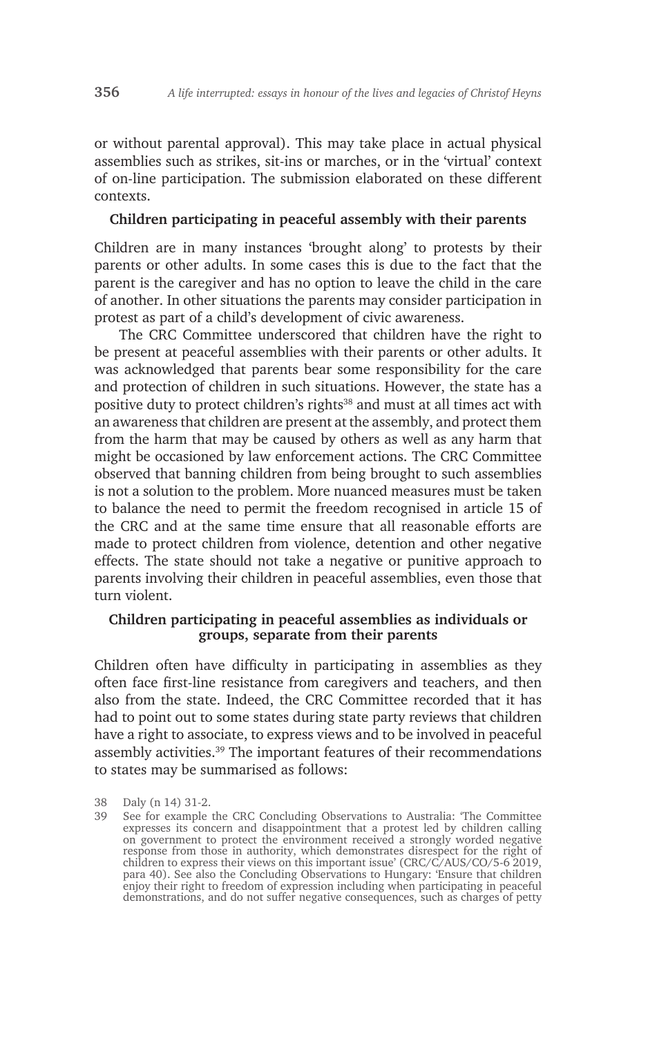or without parental approval). This may take place in actual physical assemblies such as strikes, sit-ins or marches, or in the 'virtual' context of on-line participation. The submission elaborated on these different contexts.

**Children participating in peaceful assembly with their parents**

Children are in many instances 'brought along' to protests by their parents or other adults. In some cases this is due to the fact that the parent is the caregiver and has no option to leave the child in the care of another. In other situations the parents may consider participation in protest as part of a child's development of civic awareness.

The CRC Committee underscored that children have the right to be present at peaceful assemblies with their parents or other adults. It was acknowledged that parents bear some responsibility for the care and protection of children in such situations. However, the state has a positive duty to protect children's rights[38] and must at all times act with an awareness that children are present at the assembly, and protect them from the harm that may be caused by others as well as any harm that might be occasioned by law enforcement actions. The CRC Committee observed that banning children from being brought to such assemblies is not a solution to the problem. More nuanced measures must be taken to balance the need to permit the freedom recognised in article 15 of the CRC and at the same time ensure that all reasonable efforts are made to protect children from violence, detention and other negative effects. The state should not take a negative or punitive approach to parents involving their children in peaceful assemblies, even those that turn violent.

**Children participating in peaceful assemblies as individuals or groups, separate from their parents**

Children often have difficulty in participating in assemblies as they often face first-line resistance from caregivers and teachers, and then also from the state. Indeed, the CRC Committee recorded that it has had to point out to some states during state party reviews that children have a right to associate, to express views and to be involved in peaceful assembly activities.[39] The important features of their recommendations to states may be summarised as follows:

38 Daly (n 14) 31-2.

39 See for example the CRC Concluding Observations to Australia: 'The Committee expresses its concern and disappointment that a protest led by children calling on government to protect the environment received a strongly worded negative response from those in authority, which demonstrates disrespect for the right of children to express their views on this important issue' (CRC/C/AUS/CO/5-6 2019, para 40). See also the Concluding Observations to Hungary: 'Ensure that children enjoy their right to freedom of expression including when participating in peaceful demonstrations, and do not suffer negative consequences, such as charges of petty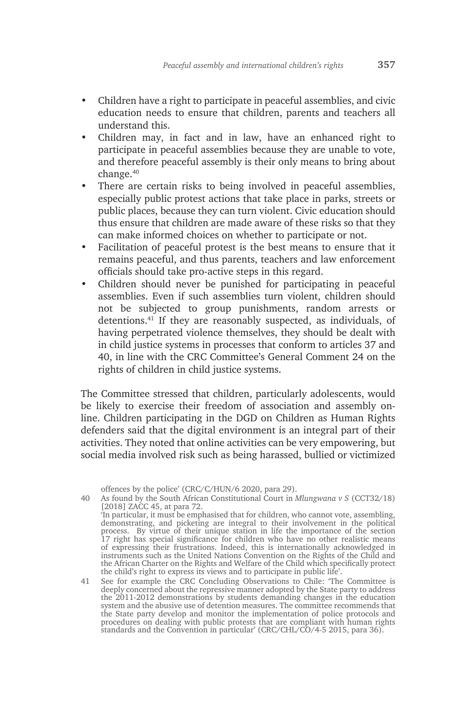- Children have a right to participate in peaceful assemblies, and civic education needs to ensure that children, parents and teachers all understand this.
- Children may, in fact and in law, have an enhanced right to participate in peaceful assemblies because they are unable to vote, and therefore peaceful assembly is their only means to bring about change.[40]
- There are certain risks to being involved in peaceful assemblies, especially public protest actions that take place in parks, streets or public places, because they can turn violent. Civic education should thus ensure that children are made aware of these risks so that they can make informed choices on whether to participate or not.
- Facilitation of peaceful protest is the best means to ensure that it remains peaceful, and thus parents, teachers and law enforcement officials should take pro-active steps in this regard.
- Children should never be punished for participating in peaceful assemblies. Even if such assemblies turn violent, children should not be subjected to group punishments, random arrests or detentions.[41] If they are reasonably suspected, as individuals, of having perpetrated violence themselves, they should be dealt with in child justice systems in processes that conform to articles 37 and 40, in line with the CRC Committee's General Comment 24 on the rights of children in child justice systems.

The Committee stressed that children, particularly adolescents, would be likely to exercise their freedom of association and assembly online. Children participating in the DGD on Children as Human Rights defenders said that the digital environment is an integral part of their activities. They noted that online activities can be very empowering, but social media involved risk such as being harassed, bullied or victimized

---

offences by the police' (CRC/C/HUN/6 2020, para 29).

40 As found by the South African Constitutional Court in *Mlungwana v S* (CCT32/18) [2018] ZACC 45, at para 72. 'In particular, it must be emphasised that for children, who cannot vote, assembling, demonstrating, and picketing are integral to their involvement in the political process. By virtue of their unique station in life the importance of the section 17 right has special significance for children who have no other realistic means of expressing their frustrations. Indeed, this is internationally acknowledged in instruments such as the United Nations Convention on the Rights of the Child and the African Charter on the Rights and Welfare of the Child which specifically protect the child's right to express its views and to participate in public life'.

41 See for example the CRC Concluding Observations to Chile: 'The Committee is deeply concerned about the repressive manner adopted by the State party to address the 2011-2012 demonstrations by students demanding changes in the education system and the abusive use of detention measures. The committee recommends that the State party develop and monitor the implementation of police protocols and procedures on dealing with public protests that are compliant with human rights standards and the Convention in particular' (CRC/CHL/CO/4-5 2015, para 36).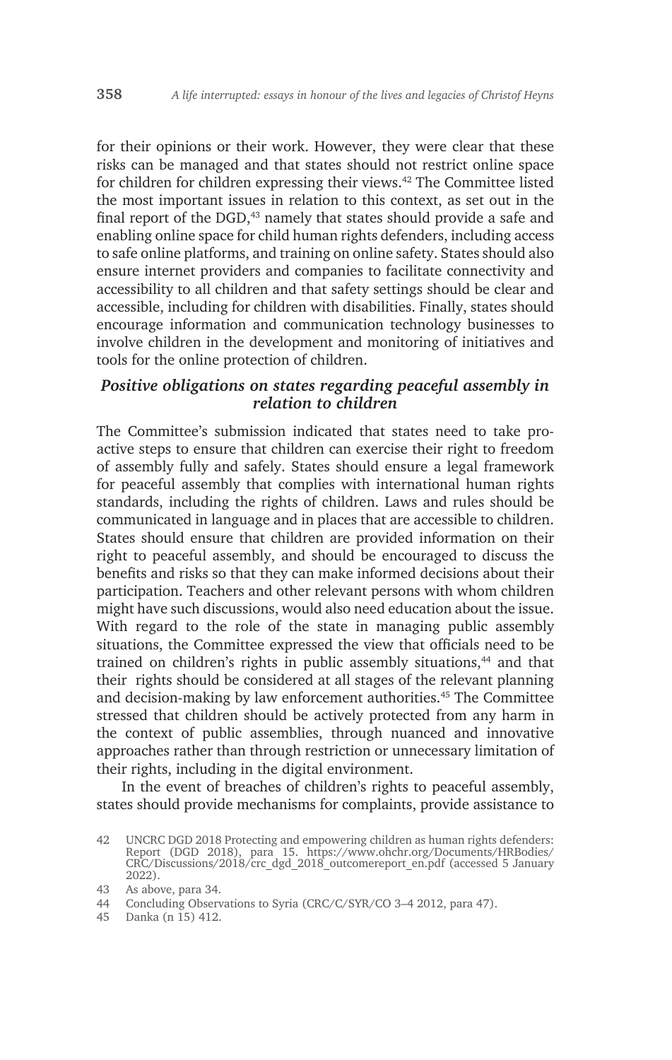for their opinions or their work. However, they were clear that these risks can be managed and that states should not restrict online space for children for children expressing their views.[42] The Committee listed the most important issues in relation to this context, as set out in the final report of the DGD,[43] namely that states should provide a safe and enabling online space for child human rights defenders, including access to safe online platforms, and training on online safety. States should also ensure internet providers and companies to facilitate connectivity and accessibility to all children and that safety settings should be clear and accessible, including for children with disabilities. Finally, states should encourage information and communication technology businesses to involve children in the development and monitoring of initiatives and tools for the online protection of children.

### *Positive obligations on states regarding peaceful assembly in relation to children*

The Committee's submission indicated that states need to take pro-active steps to ensure that children can exercise their right to freedom of assembly fully and safely. States should ensure a legal framework for peaceful assembly that complies with international human rights standards, including the rights of children. Laws and rules should be communicated in language and in places that are accessible to children. States should ensure that children are provided information on their right to peaceful assembly, and should be encouraged to discuss the benefits and risks so that they can make informed decisions about their participation. Teachers and other relevant persons with whom children might have such discussions, would also need education about the issue. With regard to the role of the state in managing public assembly situations, the Committee expressed the view that officials need to be trained on children's rights in public assembly situations,[44] and that their rights should be considered at all stages of the relevant planning and decision-making by law enforcement authorities.[45] The Committee stressed that children should be actively protected from any harm in the context of public assemblies, through nuanced and innovative approaches rather than through restriction or unnecessary limitation of their rights, including in the digital environment.

In the event of breaches of children's rights to peaceful assembly, states should provide mechanisms for complaints, provide assistance to

---

42 UNCRC DGD 2018 Protecting and empowering children as human rights defenders: Report (DGD 2018), para 15. https://www.ohchr.org/Documents/HRBodies/CRC/Discussions/2018/crc_dgd_2018_outcomereport_en.pdf (accessed 5 January 2022).

43 As above, para 34.

44 Concluding Observations to Syria (CRC/C/SYR/CO 3–4 2012, para 47).

45 Danka (n 15) 412.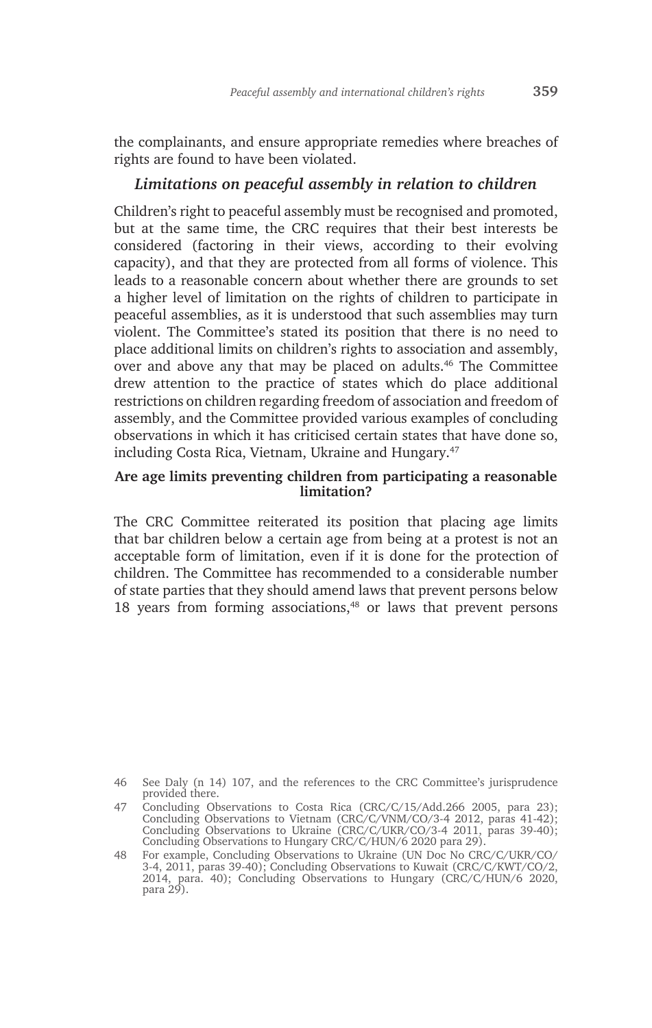the complainants, and ensure appropriate remedies where breaches of rights are found to have been violated.

### *Limitations on peaceful assembly in relation to children*

Children's right to peaceful assembly must be recognised and promoted, but at the same time, the CRC requires that their best interests be considered (factoring in their views, according to their evolving capacity), and that they are protected from all forms of violence. This leads to a reasonable concern about whether there are grounds to set a higher level of limitation on the rights of children to participate in peaceful assemblies, as it is understood that such assemblies may turn violent. The Committee's stated its position that there is no need to place additional limits on children's rights to association and assembly, over and above any that may be placed on adults.[46] The Committee drew attention to the practice of states which do place additional restrictions on children regarding freedom of association and freedom of assembly, and the Committee provided various examples of concluding observations in which it has criticised certain states that have done so, including Costa Rica, Vietnam, Ukraine and Hungary.[47]

#### Are age limits preventing children from participating a reasonable limitation?

The CRC Committee reiterated its position that placing age limits that bar children below a certain age from being at a protest is not an acceptable form of limitation, even if it is done for the protection of children. The Committee has recommended to a considerable number of state parties that they should amend laws that prevent persons below 18 years from forming associations,[48] or laws that prevent persons

---

46 See Daly (n 14) 107, and the references to the CRC Committee's jurisprudence provided there.

47 Concluding Observations to Costa Rica (CRC/C/15/Add.266 2005, para 23); Concluding Observations to Vietnam (CRC/C/VNM/CO/3-4 2012, paras 41-42); Concluding Observations to Ukraine (CRC/C/UKR/CO/3-4 2011, paras 39-40); Concluding Observations to Hungary CRC/C/HUN/6 2020 para 29).

48 For example, Concluding Observations to Ukraine (UN Doc No CRC/C/UKR/CO/3-4, 2011, paras 39-40); Concluding Observations to Kuwait (CRC/C/KWT/CO/2, 2014, para. 40); Concluding Observations to Hungary (CRC/C/HUN/6 2020, para 29).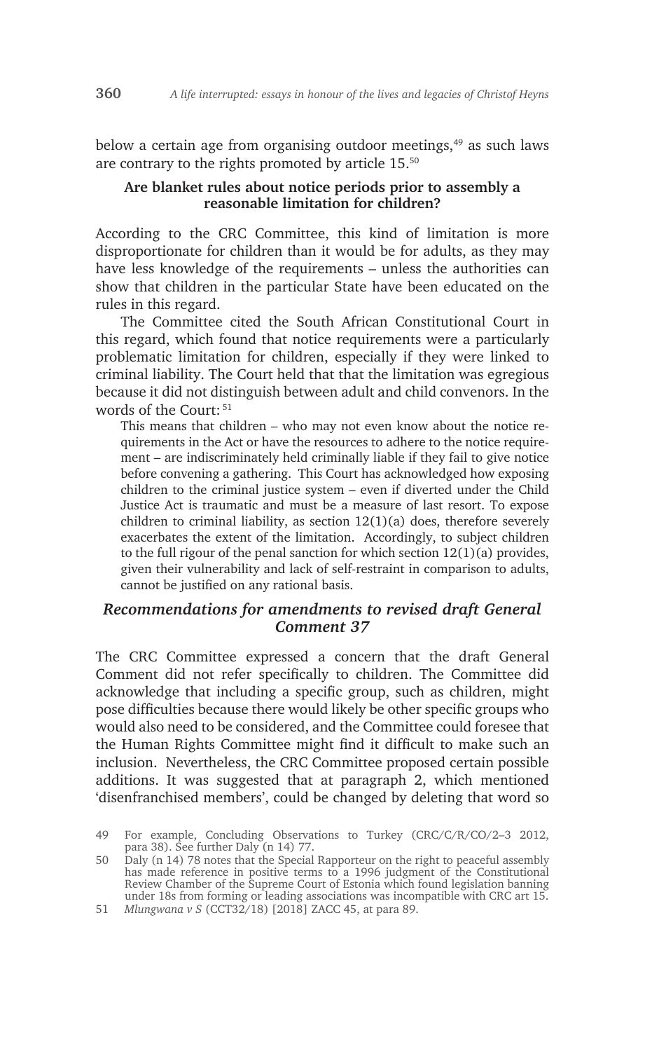below a certain age from organising outdoor meetings,[49] as such laws are contrary to the rights promoted by article 15.[50]

**Are blanket rules about notice periods prior to assembly a reasonable limitation for children?**

According to the CRC Committee, this kind of limitation is more disproportionate for children than it would be for adults, as they may have less knowledge of the requirements – unless the authorities can show that children in the particular State have been educated on the rules in this regard.

The Committee cited the South African Constitutional Court in this regard, which found that notice requirements were a particularly problematic limitation for children, especially if they were linked to criminal liability. The Court held that that the limitation was egregious because it did not distinguish between adult and child convenors. In the words of the Court: [51]

> This means that children – who may not even know about the notice requirements in the Act or have the resources to adhere to the notice requirement – are indiscriminately held criminally liable if they fail to give notice before convening a gathering. This Court has acknowledged how exposing children to the criminal justice system – even if diverted under the Child Justice Act is traumatic and must be a measure of last resort. To expose children to criminal liability, as section 12(1)(a) does, therefore severely exacerbates the extent of the limitation. Accordingly, to subject children to the full rigour of the penal sanction for which section 12(1)(a) provides, given their vulnerability and lack of self-restraint in comparison to adults, cannot be justified on any rational basis.

## *Recommendations for amendments to revised draft General Comment 37*

The CRC Committee expressed a concern that the draft General Comment did not refer specifically to children. The Committee did acknowledge that including a specific group, such as children, might pose difficulties because there would likely be other specific groups who would also need to be considered, and the Committee could foresee that the Human Rights Committee might find it difficult to make such an inclusion. Nevertheless, the CRC Committee proposed certain possible additions. It was suggested that at paragraph 2, which mentioned 'disenfranchised members', could be changed by deleting that word so

---

49 For example, Concluding Observations to Turkey (CRC/C/R/CO/2–3 2012, para 38). See further Daly (n 14) 77.

50 Daly (n 14) 78 notes that the Special Rapporteur on the right to peaceful assembly has made reference in positive terms to a 1996 judgment of the Constitutional Review Chamber of the Supreme Court of Estonia which found legislation banning under 18s from forming or leading associations was incompatible with CRC art 15.

51 *Mlungwana v S* (CCT32/18) [2018] ZACC 45, at para 89.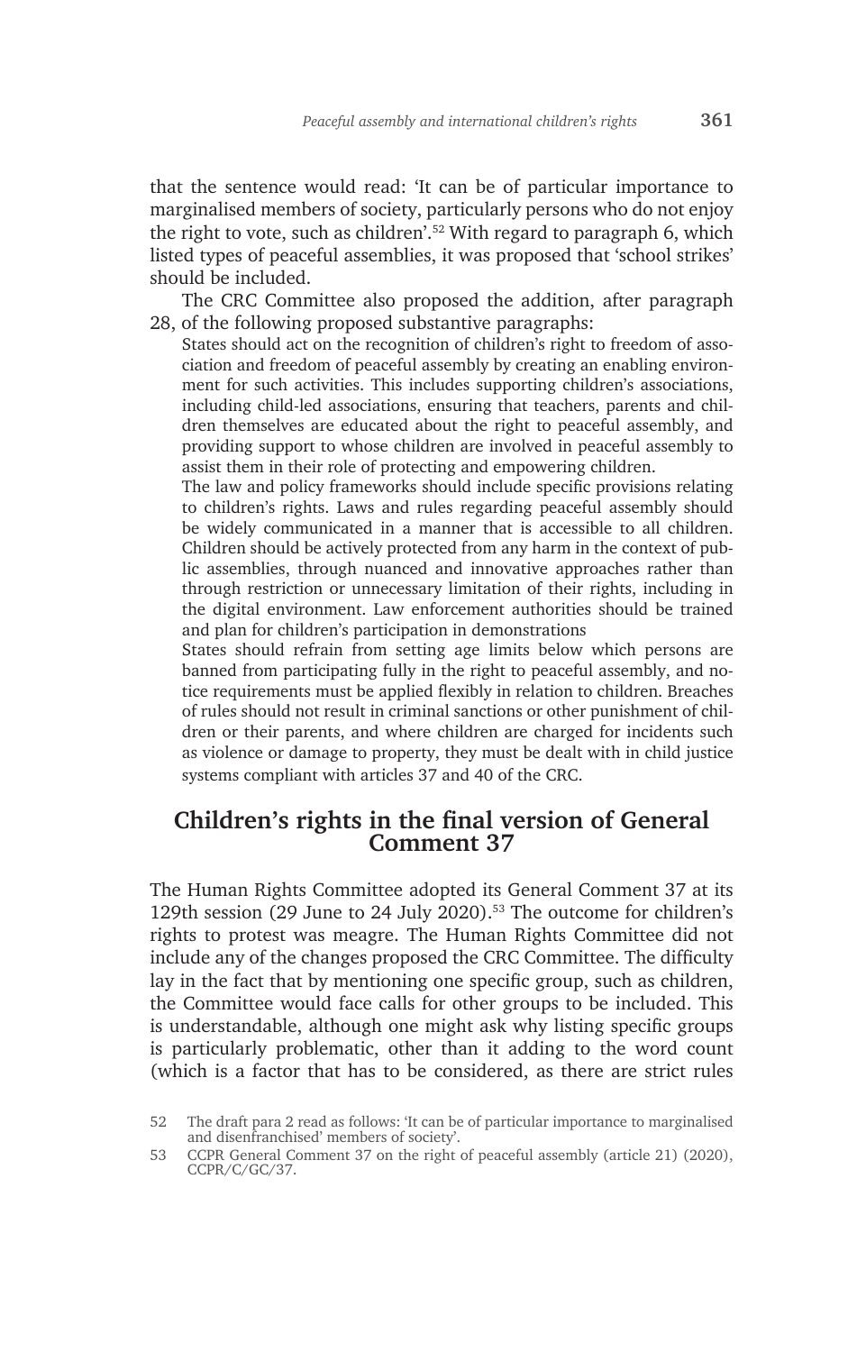that the sentence would read: 'It can be of particular importance to marginalised members of society, particularly persons who do not enjoy the right to vote, such as children'.[52] With regard to paragraph 6, which listed types of peaceful assemblies, it was proposed that 'school strikes' should be included.

The CRC Committee also proposed the addition, after paragraph 28, of the following proposed substantive paragraphs:

> States should act on the recognition of children's right to freedom of association and freedom of peaceful assembly by creating an enabling environment for such activities. This includes supporting children's associations, including child-led associations, ensuring that teachers, parents and children themselves are educated about the right to peaceful assembly, and providing support to whose children are involved in peaceful assembly to assist them in their role of protecting and empowering children.
>
> The law and policy frameworks should include specific provisions relating to children's rights. Laws and rules regarding peaceful assembly should be widely communicated in a manner that is accessible to all children. Children should be actively protected from any harm in the context of public assemblies, through nuanced and innovative approaches rather than through restriction or unnecessary limitation of their rights, including in the digital environment. Law enforcement authorities should be trained and plan for children's participation in demonstrations
>
> States should refrain from setting age limits below which persons are banned from participating fully in the right to peaceful assembly, and notice requirements must be applied flexibly in relation to children. Breaches of rules should not result in criminal sanctions or other punishment of children or their parents, and where children are charged for incidents such as violence or damage to property, they must be dealt with in child justice systems compliant with articles 37 and 40 of the CRC.

## Children's rights in the final version of General Comment 37

The Human Rights Committee adopted its General Comment 37 at its 129th session (29 June to 24 July 2020).[53] The outcome for children's rights to protest was meagre. The Human Rights Committee did not include any of the changes proposed the CRC Committee. The difficulty lay in the fact that by mentioning one specific group, such as children, the Committee would face calls for other groups to be included. This is understandable, although one might ask why listing specific groups is particularly problematic, other than it adding to the word count (which is a factor that has to be considered, as there are strict rules

52 The draft para 2 read as follows: 'It can be of particular importance to marginalised and disenfranchised' members of society'.

53 CCPR General Comment 37 on the right of peaceful assembly (article 21) (2020), CCPR/C/GC/37.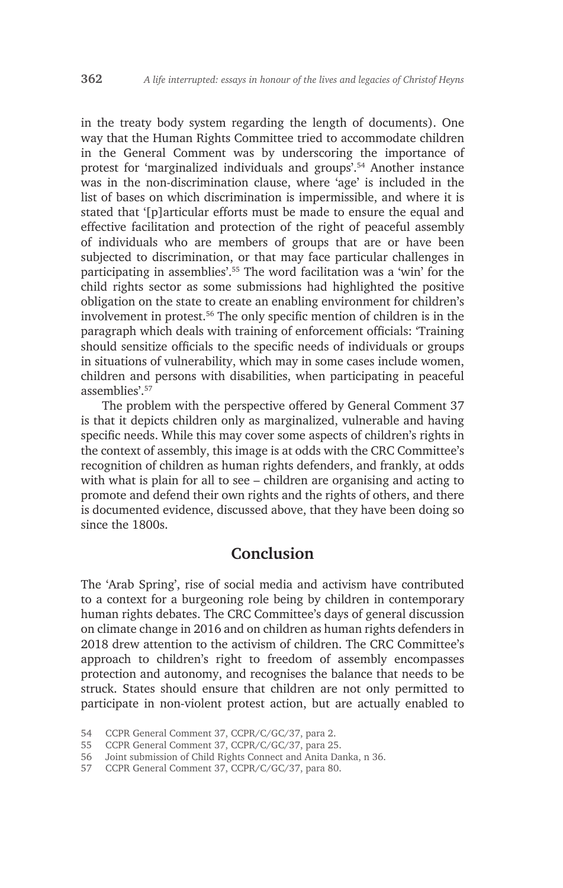in the treaty body system regarding the length of documents). One way that the Human Rights Committee tried to accommodate children in the General Comment was by underscoring the importance of protest for 'marginalized individuals and groups'.[54] Another instance was in the non-discrimination clause, where 'age' is included in the list of bases on which discrimination is impermissible, and where it is stated that '[p]articular efforts must be made to ensure the equal and effective facilitation and protection of the right of peaceful assembly of individuals who are members of groups that are or have been subjected to discrimination, or that may face particular challenges in participating in assemblies'.[55] The word facilitation was a 'win' for the child rights sector as some submissions had highlighted the positive obligation on the state to create an enabling environment for children's involvement in protest.[56] The only specific mention of children is in the paragraph which deals with training of enforcement officials: 'Training should sensitize officials to the specific needs of individuals or groups in situations of vulnerability, which may in some cases include women, children and persons with disabilities, when participating in peaceful assemblies'.[57]

The problem with the perspective offered by General Comment 37 is that it depicts children only as marginalized, vulnerable and having specific needs. While this may cover some aspects of children's rights in the context of assembly, this image is at odds with the CRC Committee's recognition of children as human rights defenders, and frankly, at odds with what is plain for all to see – children are organising and acting to promote and defend their own rights and the rights of others, and there is documented evidence, discussed above, that they have been doing so since the 1800s.

## Conclusion

The 'Arab Spring', rise of social media and activism have contributed to a context for a burgeoning role being by children in contemporary human rights debates. The CRC Committee's days of general discussion on climate change in 2016 and on children as human rights defenders in 2018 drew attention to the activism of children. The CRC Committee's approach to children's right to freedom of assembly encompasses protection and autonomy, and recognises the balance that needs to be struck. States should ensure that children are not only permitted to participate in non-violent protest action, but are actually enabled to

54 CCPR General Comment 37, CCPR/C/GC/37, para 2.

55 CCPR General Comment 37, CCPR/C/GC/37, para 25.

56 Joint submission of Child Rights Connect and Anita Danka, n 36.

57 CCPR General Comment 37, CCPR/C/GC/37, para 80.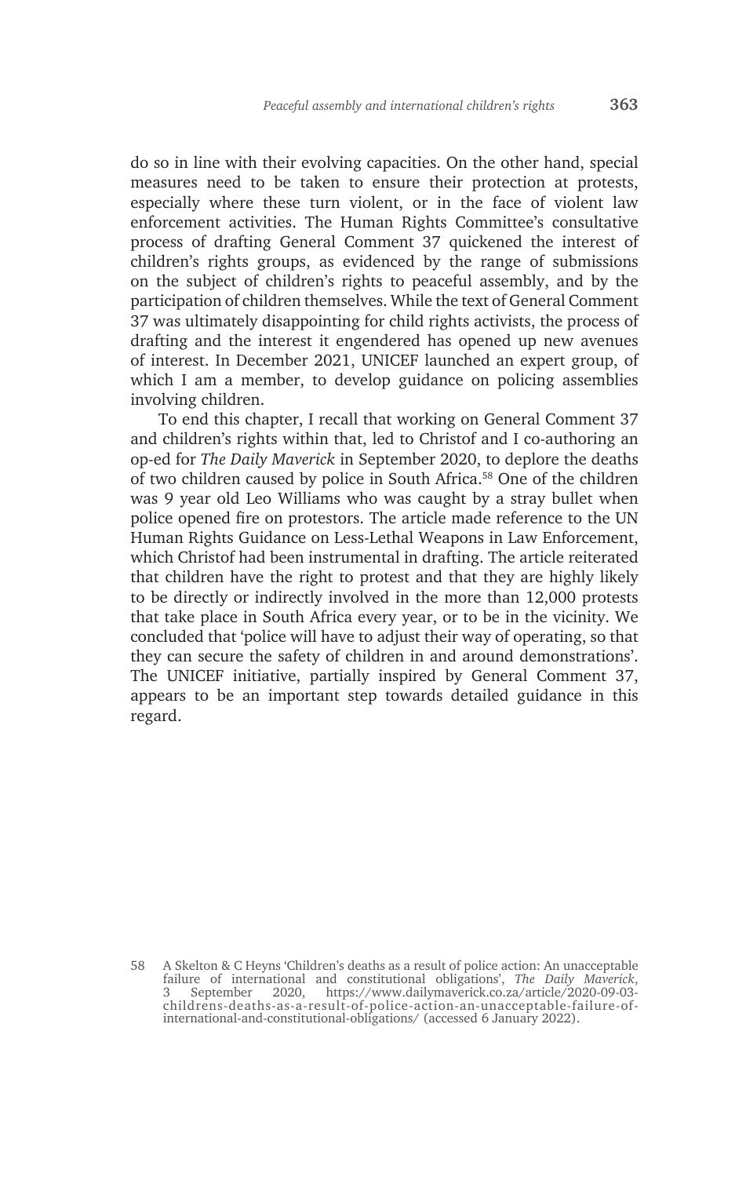do so in line with their evolving capacities. On the other hand, special measures need to be taken to ensure their protection at protests, especially where these turn violent, or in the face of violent law enforcement activities. The Human Rights Committee's consultative process of drafting General Comment 37 quickened the interest of children's rights groups, as evidenced by the range of submissions on the subject of children's rights to peaceful assembly, and by the participation of children themselves. While the text of General Comment 37 was ultimately disappointing for child rights activists, the process of drafting and the interest it engendered has opened up new avenues of interest. In December 2021, UNICEF launched an expert group, of which I am a member, to develop guidance on policing assemblies involving children.

To end this chapter, I recall that working on General Comment 37 and children's rights within that, led to Christof and I co-authoring an op-ed for *The Daily Maverick* in September 2020, to deplore the deaths of two children caused by police in South Africa.[58] One of the children was 9 year old Leo Williams who was caught by a stray bullet when police opened fire on protestors. The article made reference to the UN Human Rights Guidance on Less-Lethal Weapons in Law Enforcement, which Christof had been instrumental in drafting. The article reiterated that children have the right to protest and that they are highly likely to be directly or indirectly involved in the more than 12,000 protests that take place in South Africa every year, or to be in the vicinity. We concluded that 'police will have to adjust their way of operating, so that they can secure the safety of children in and around demonstrations'. The UNICEF initiative, partially inspired by General Comment 37, appears to be an important step towards detailed guidance in this regard.

58 A Skelton & C Heyns 'Children's deaths as a result of police action: An unacceptable failure of international and constitutional obligations', *The Daily Maverick*, 3 September 2020, https://www.dailymaverick.co.za/article/2020-09-03-childrens-deaths-as-a-result-of-police-action-an-unacceptable-failure-of-international-and-constitutional-obligations/ (accessed 6 January 2022).